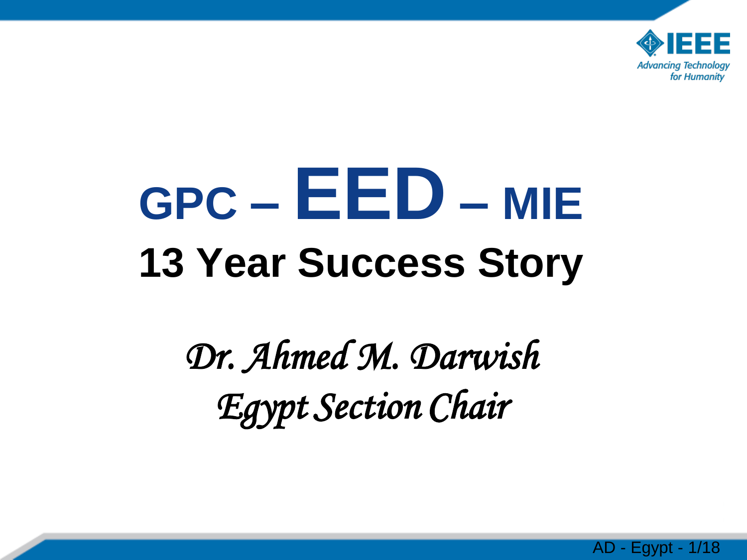# GPC – EED – MIE

## 13 Year Success Story

*Dr. Ahmed M. Darwish*

*Egypt Section Chair*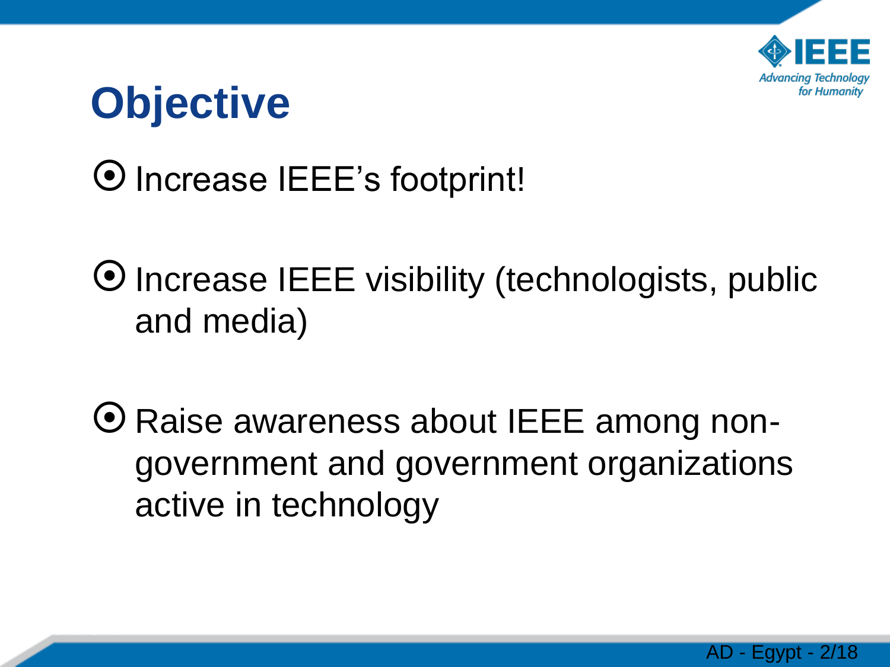# Objective

- Increase IEEE's footprint!
- Increase IEEE visibility (technologists, public and media)
- Raise awareness about IEEE among non-government and government organizations active in technology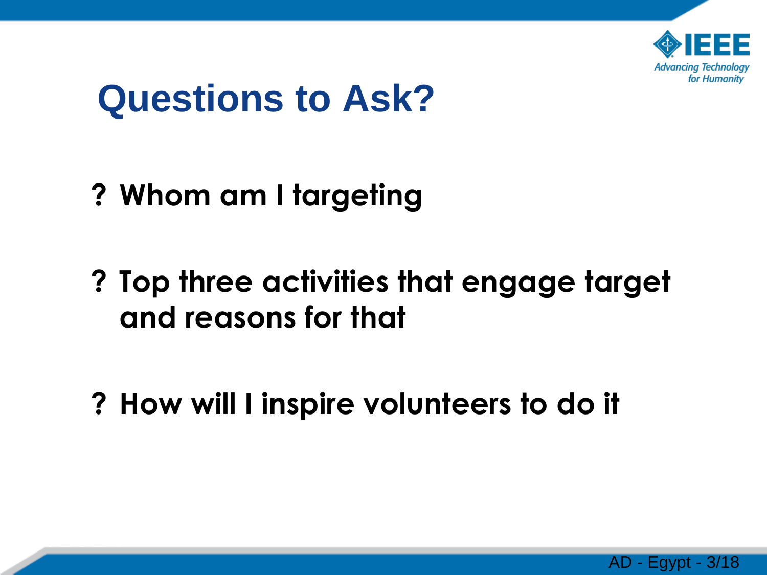# Questions to Ask?

- ? Whom am I targeting
- ? Top three activities that engage target and reasons for that
- ? How will I inspire volunteers to do it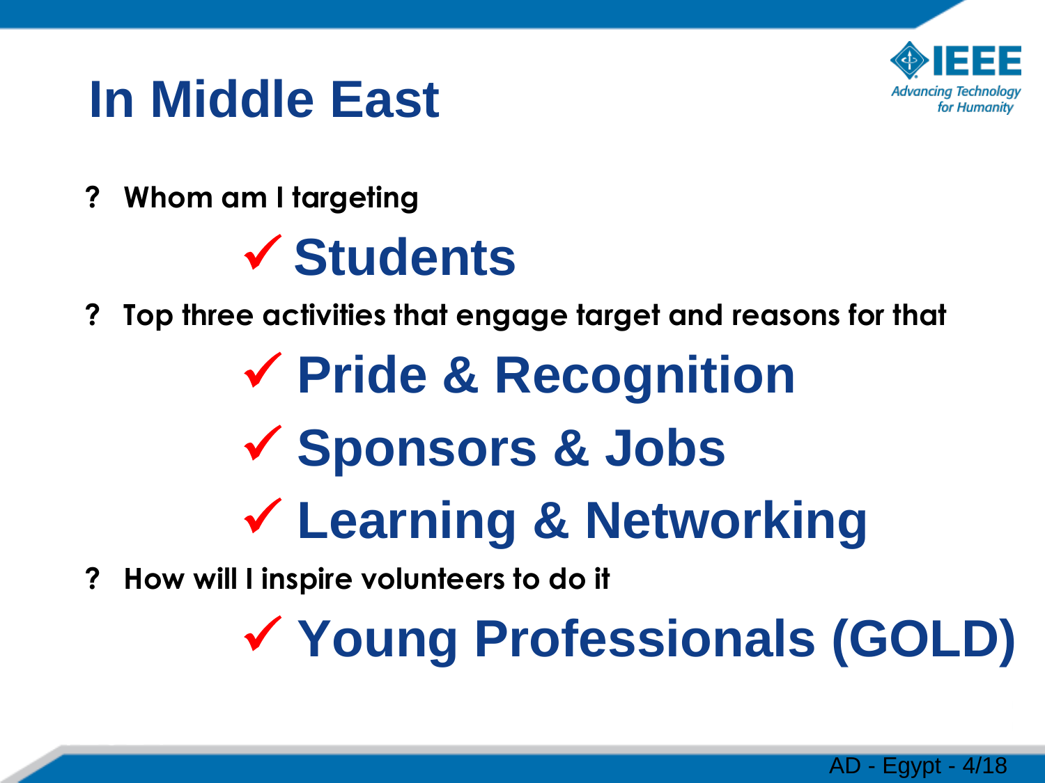# In Middle East

- ? **Whom am I targeting**
  - ✓ **Students**
- ? **Top three activities that engage target and reasons for that**
  - ✓ **Pride & Recognition**
  - ✓ **Sponsors & Jobs**
  - ✓ **Learning & Networking**
- ? **How will I inspire volunteers to do it**
  - ✓ **Young Professionals (GOLD)**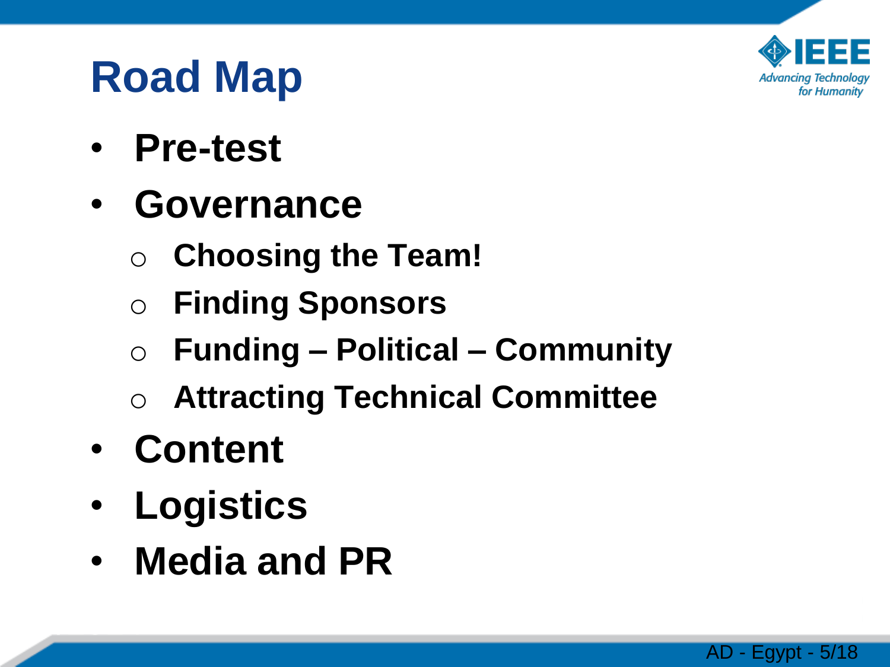# Road Map

- **Pre-test**
- **Governance**
  - **Choosing the Team!**
  - **Finding Sponsors**
  - **Funding – Political – Community**
  - **Attracting Technical Committee**
- **Content**
- **Logistics**
- **Media and PR**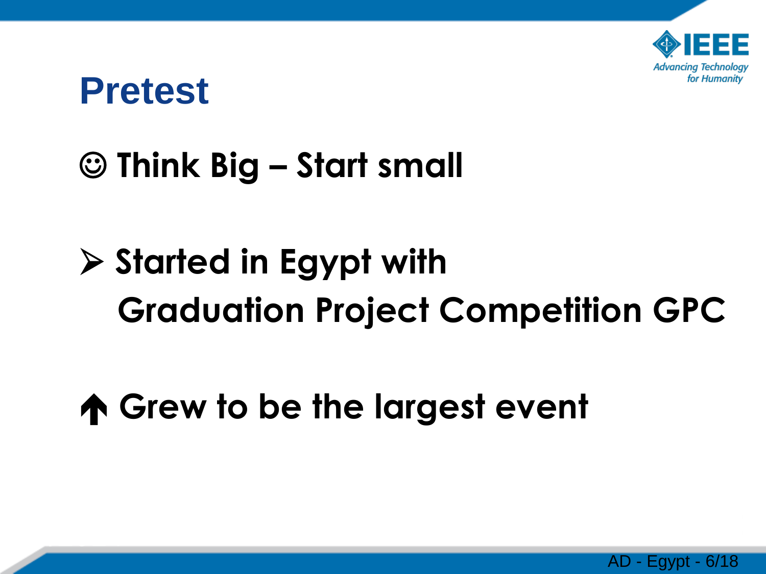# Pretest

☺ **Think Big – Start small**

➢ **Started in Egypt with Graduation Project Competition GPC**

🡅 **Grew to be the largest event**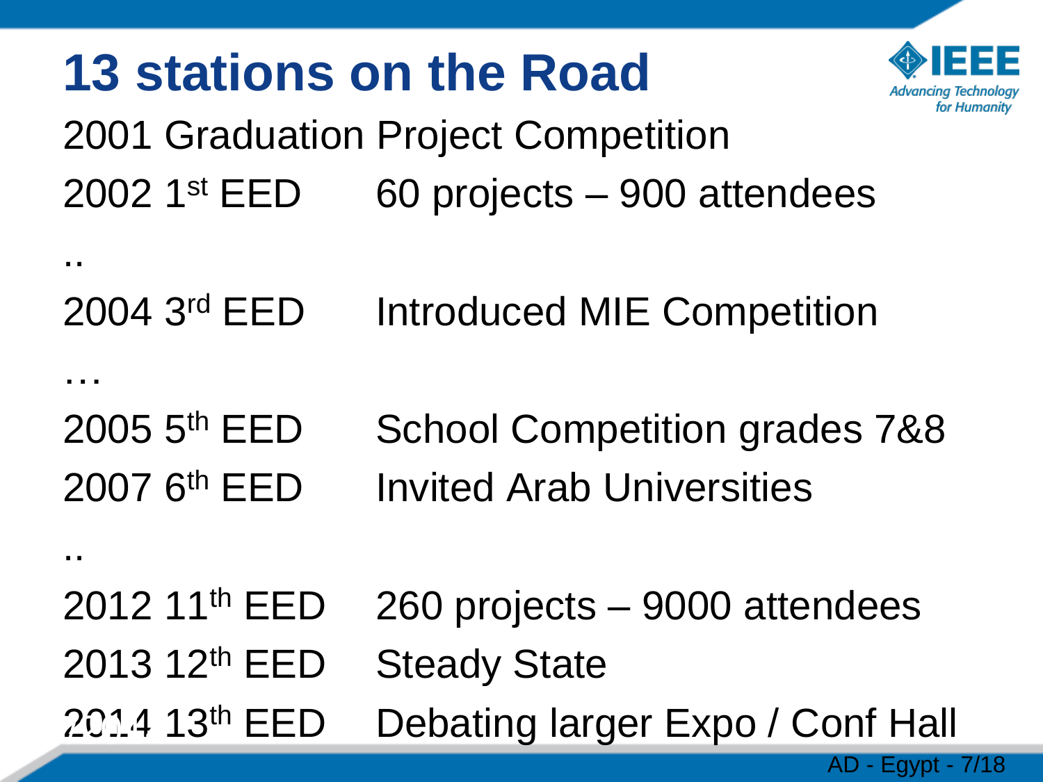# 13 stations on the Road

2001 Graduation Project Competition

2002 1st EED 60 projects – 900 attendees

..

2004 3rd EED Introduced MIE Competition

…

2005 5th EED School Competition grades 7&8

2007 6th EED Invited Arab Universities

..

2012 11th EED 260 projects – 9000 attendees

2013 12th EED Steady State

2014 13th EED Debating larger Expo / Conf Hall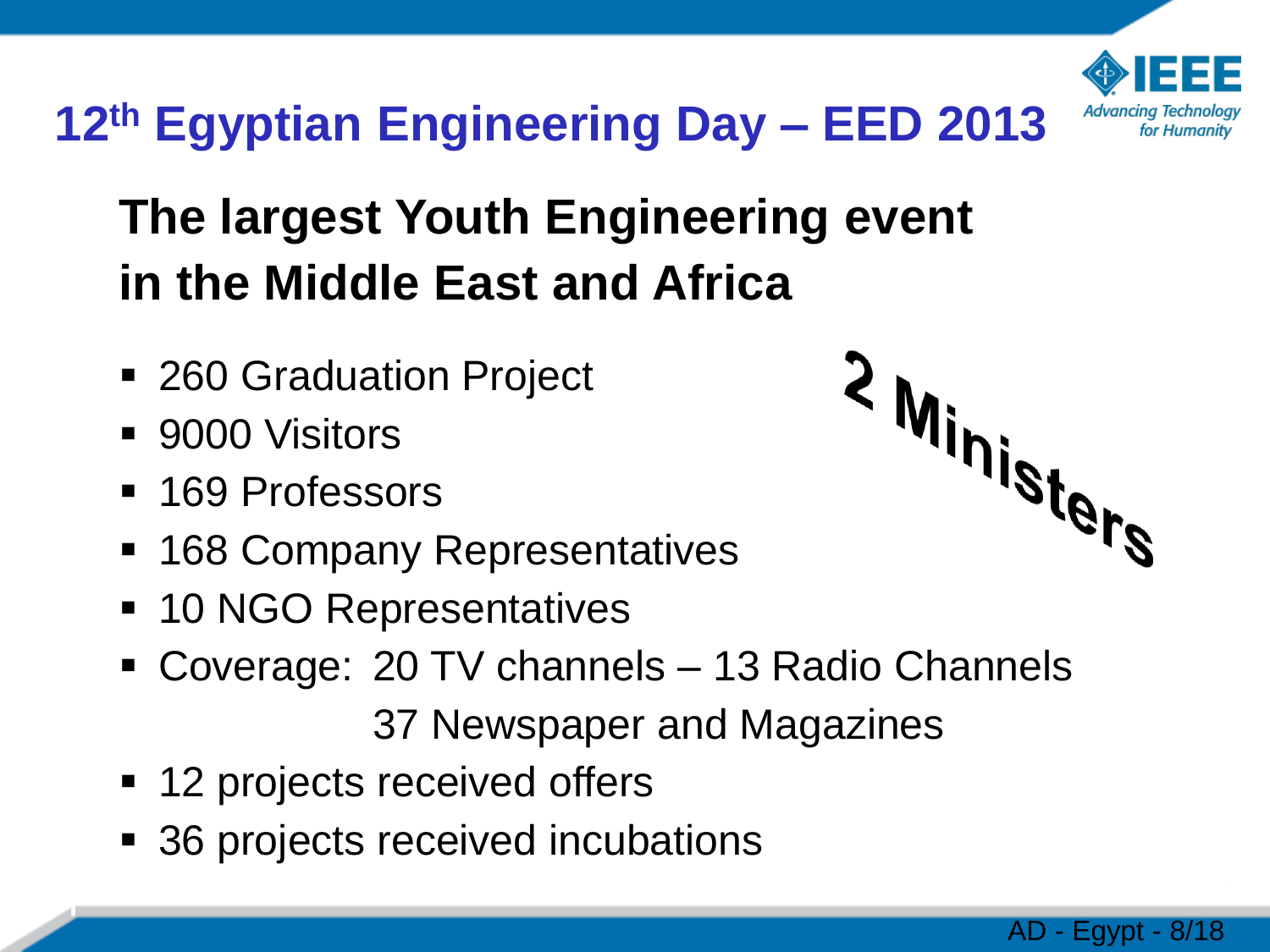# 12th Egyptian Engineering Day – EED 2013

## The largest Youth Engineering event in the Middle East and Africa

- 260 Graduation Project
- 9000 Visitors
- 169 Professors
- 168 Company Representatives
- 10 NGO Representatives
- Coverage: 20 TV channels – 13 Radio Channels
  37 Newspaper and Magazines
- 12 projects received offers
- 36 projects received incubations

2 Ministers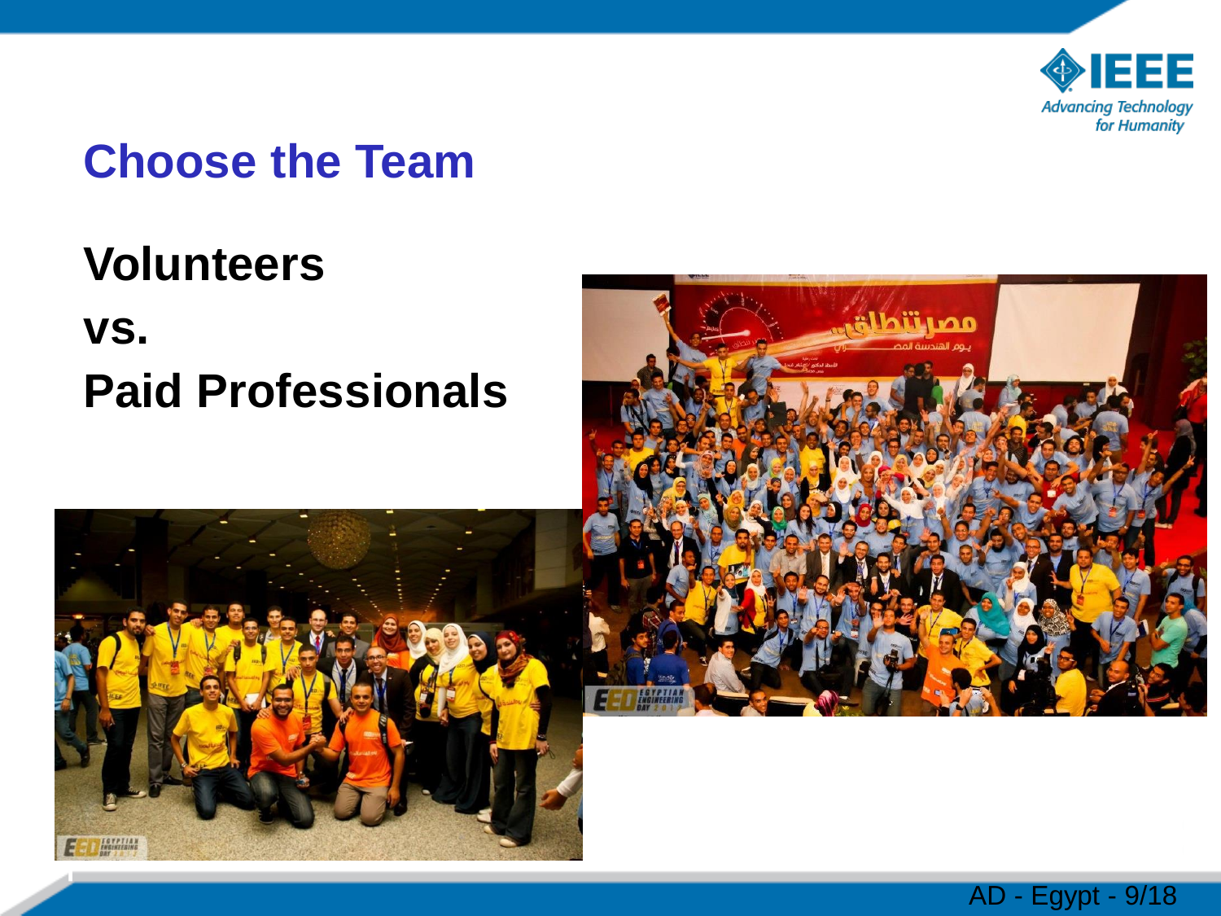## Choose the Team

**Volunteers**

**vs.**

**Paid Professionals**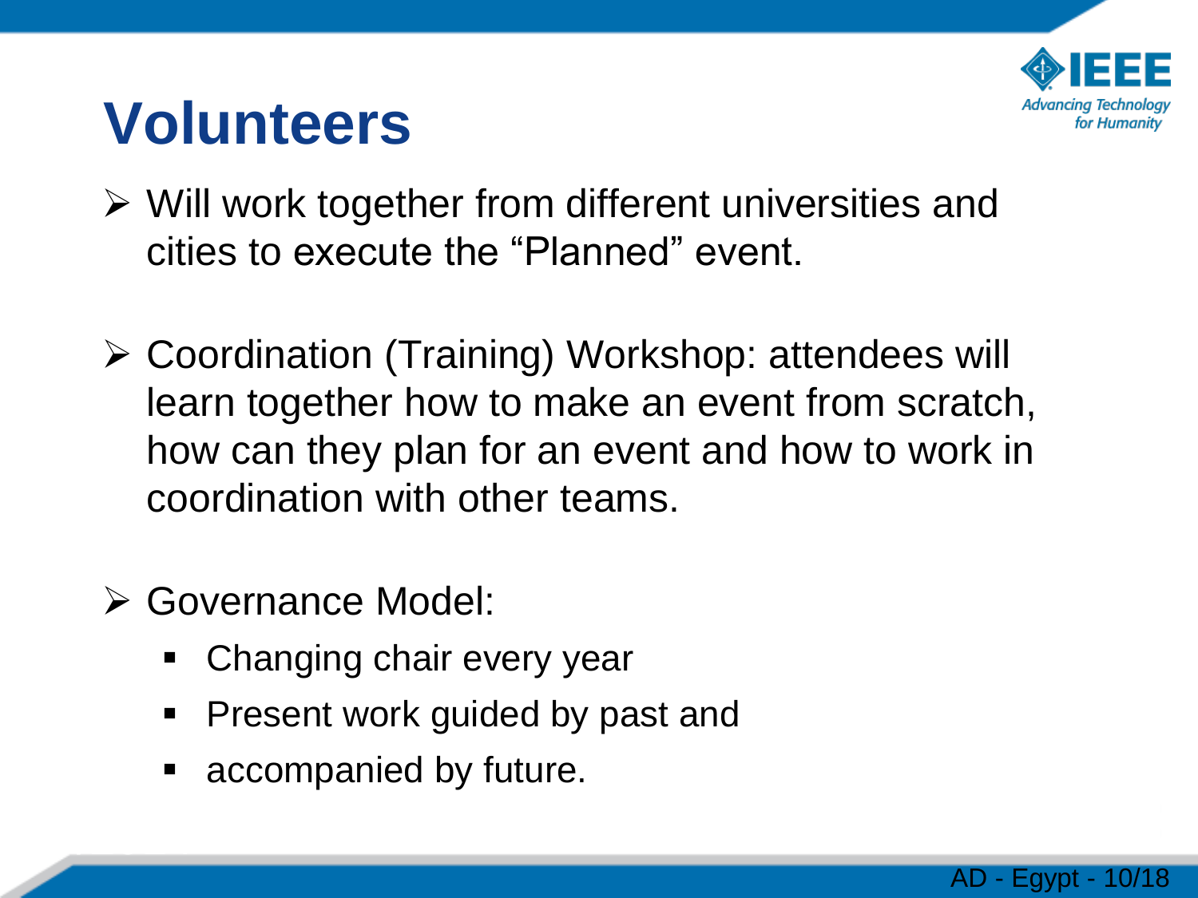# Volunteers

- Will work together from different universities and cities to execute the "Planned" event.

- Coordination (Training) Workshop: attendees will learn together how to make an event from scratch, how can they plan for an event and how to work in coordination with other teams.

- Governance Model:
  - Changing chair every year
  - Present work guided by past and
  - accompanied by future.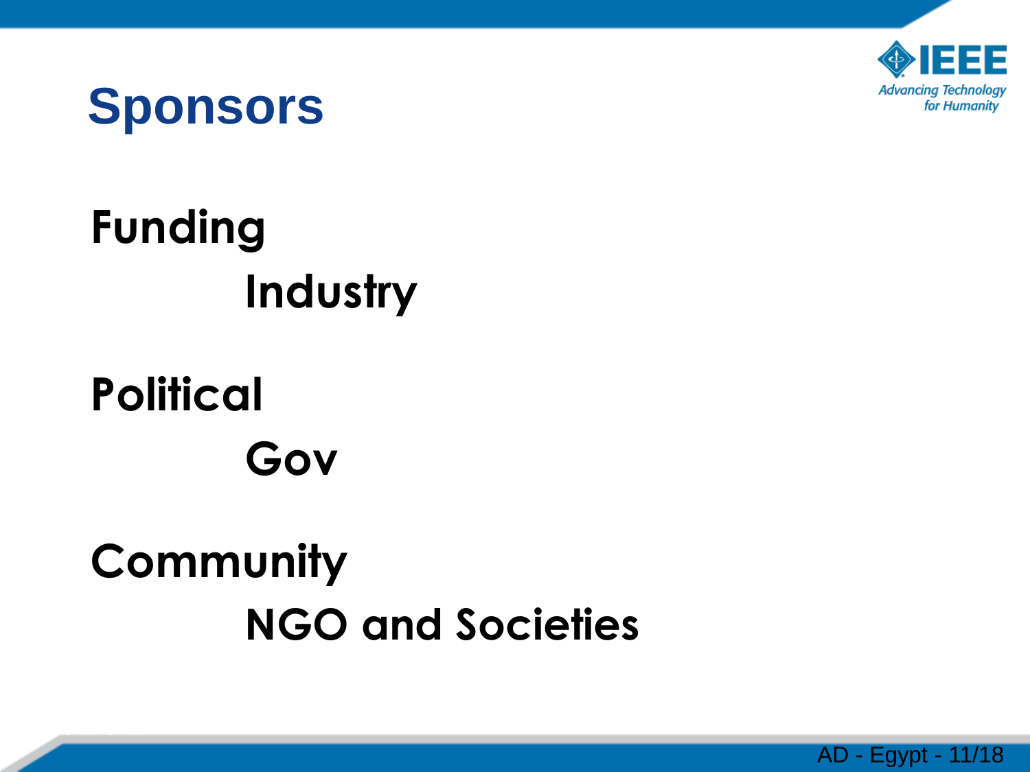# Sponsors

**Funding**

- **Industry**

**Political**

- **Gov**

**Community**

- **NGO and Societies**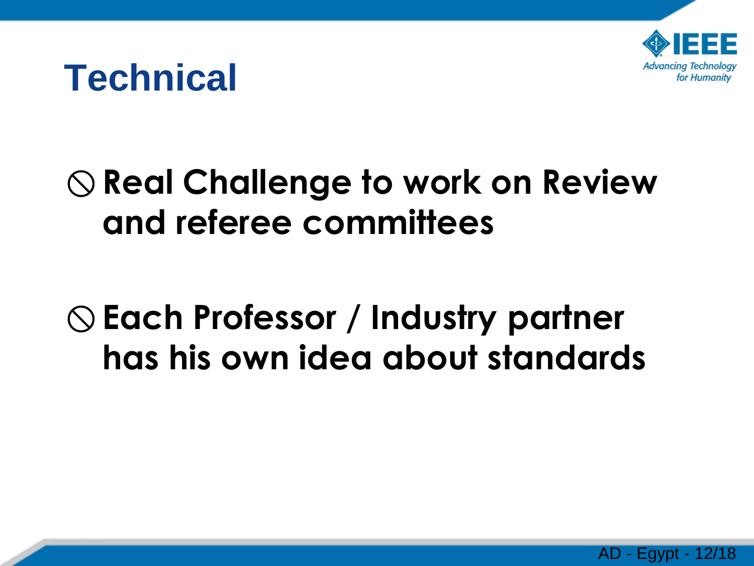# Technical

- Real Challenge to work on Review and referee committees
- Each Professor / Industry partner has his own idea about standards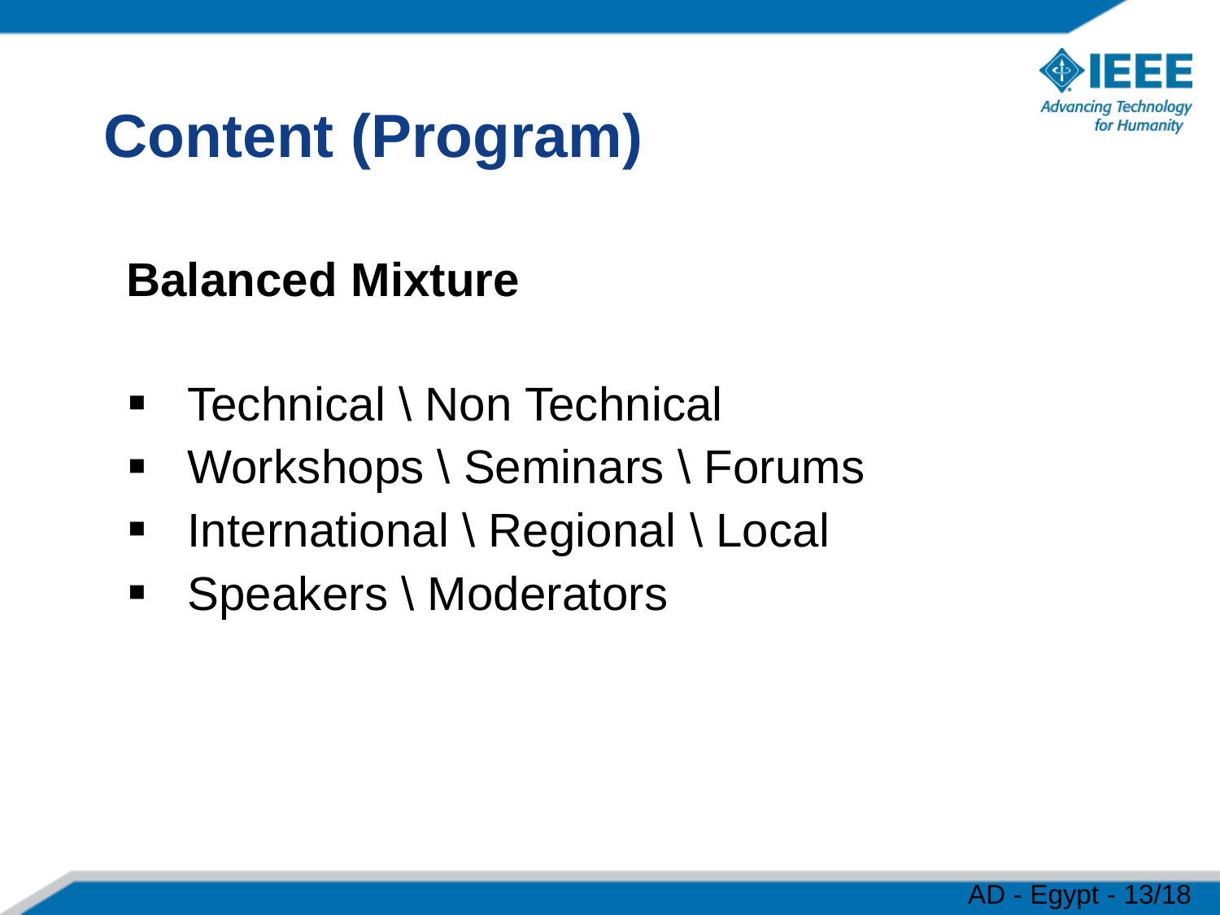# Content (Program)

**Balanced Mixture**

- Technical \ Non Technical
- Workshops \ Seminars \ Forums
- International \ Regional \ Local
- Speakers \ Moderators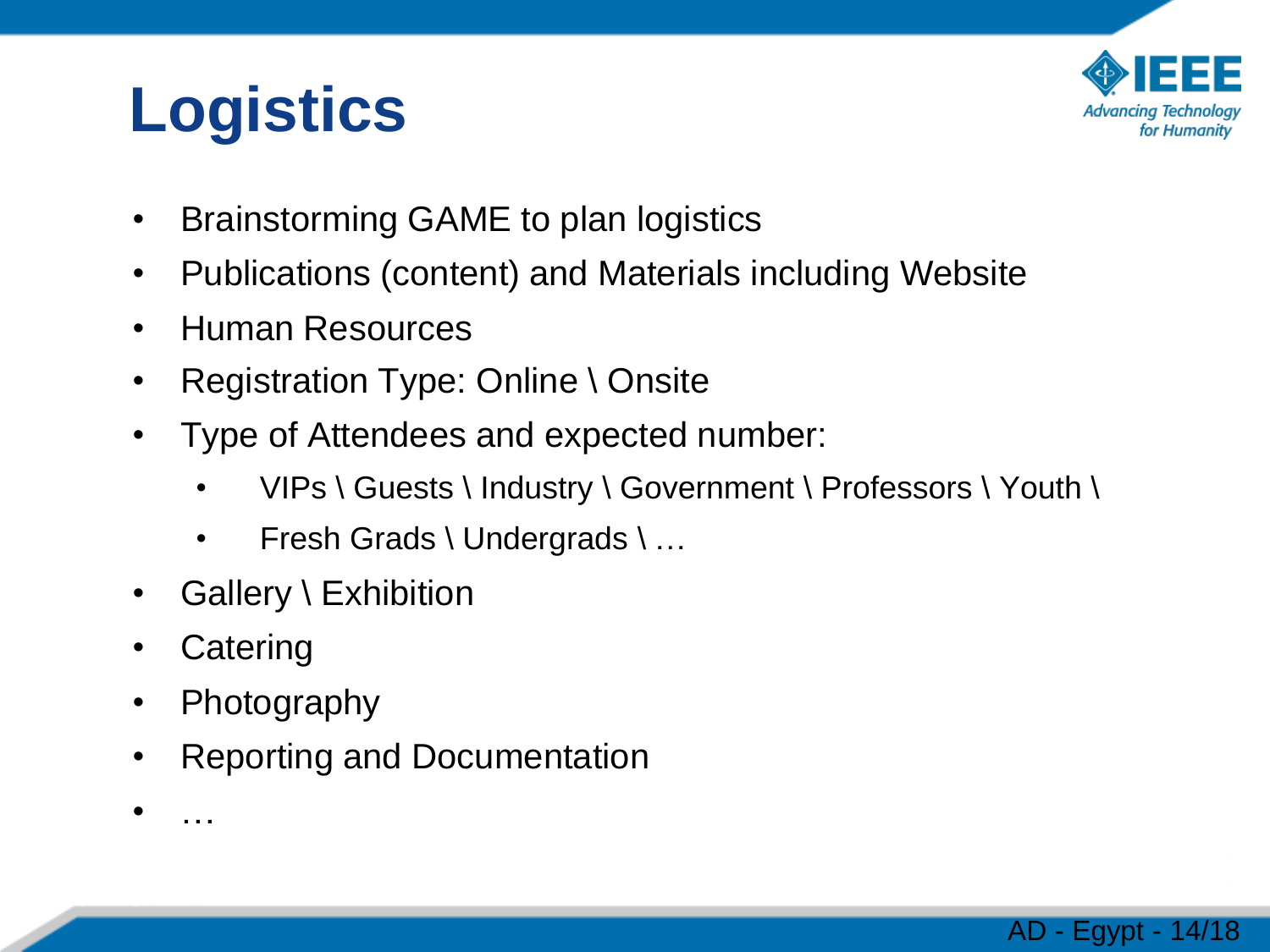# Logistics

- Brainstorming GAME to plan logistics
- Publications (content) and Materials including Website
- Human Resources
- Registration Type: Online \ Onsite
- Type of Attendees and expected number:
  - VIPs \ Guests \ Industry \ Government \ Professors \ Youth \
  - Fresh Grads \ Undergrads \ …
- Gallery \ Exhibition
- Catering
- Photography
- Reporting and Documentation
- …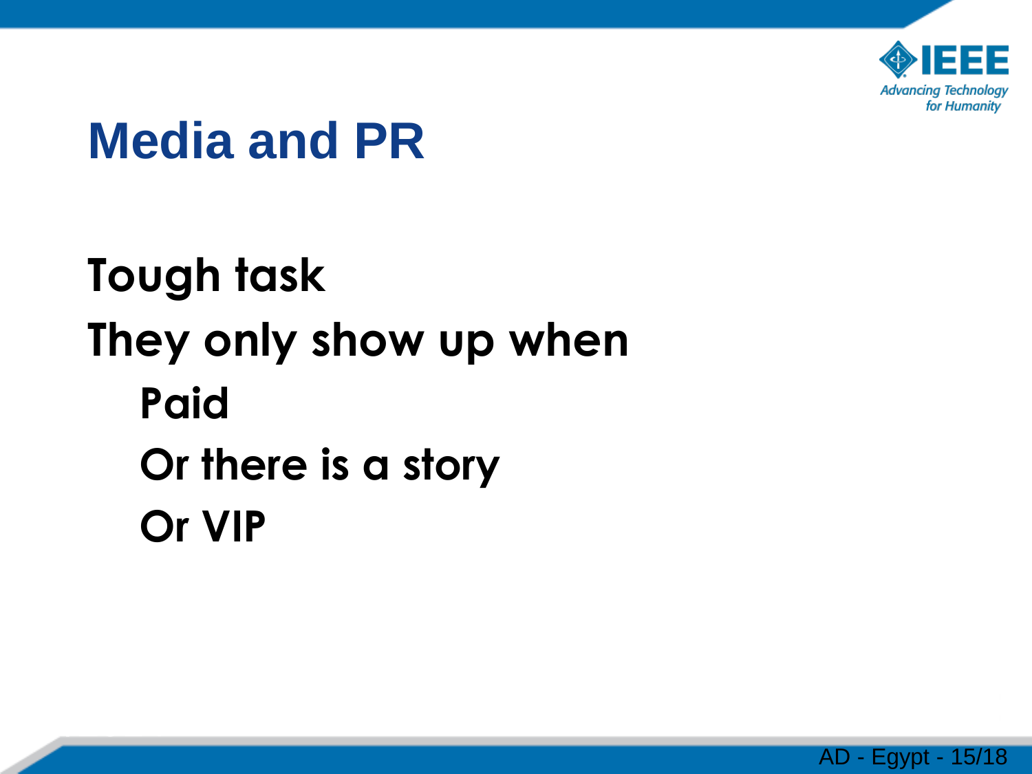# Media and PR

- Tough task
- They only show up when
  - Paid
  - Or there is a story
  - Or VIP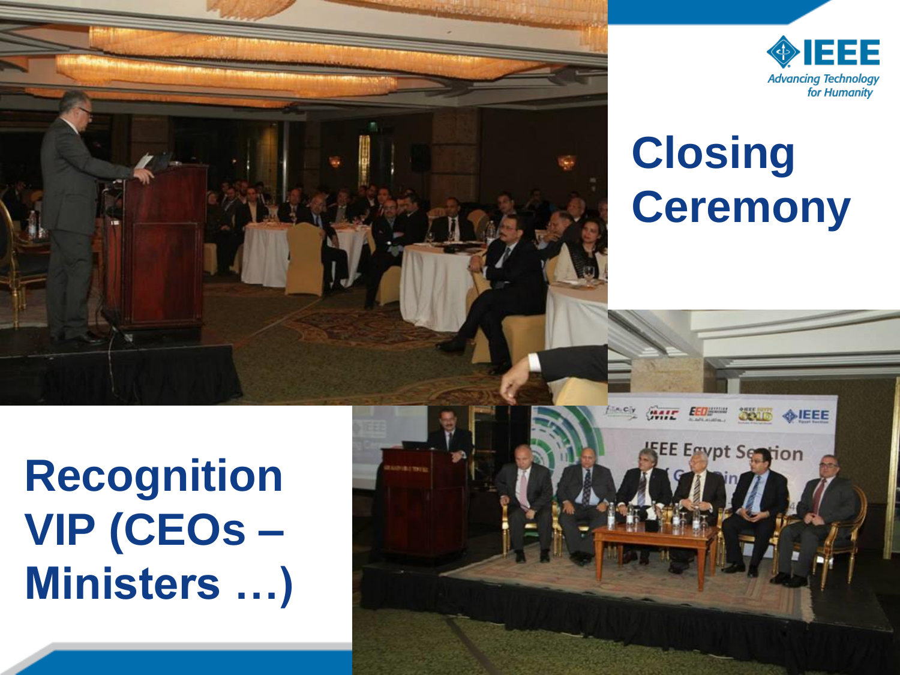# Closing Ceremony

# Recognition VIP (CEOs – Ministers …)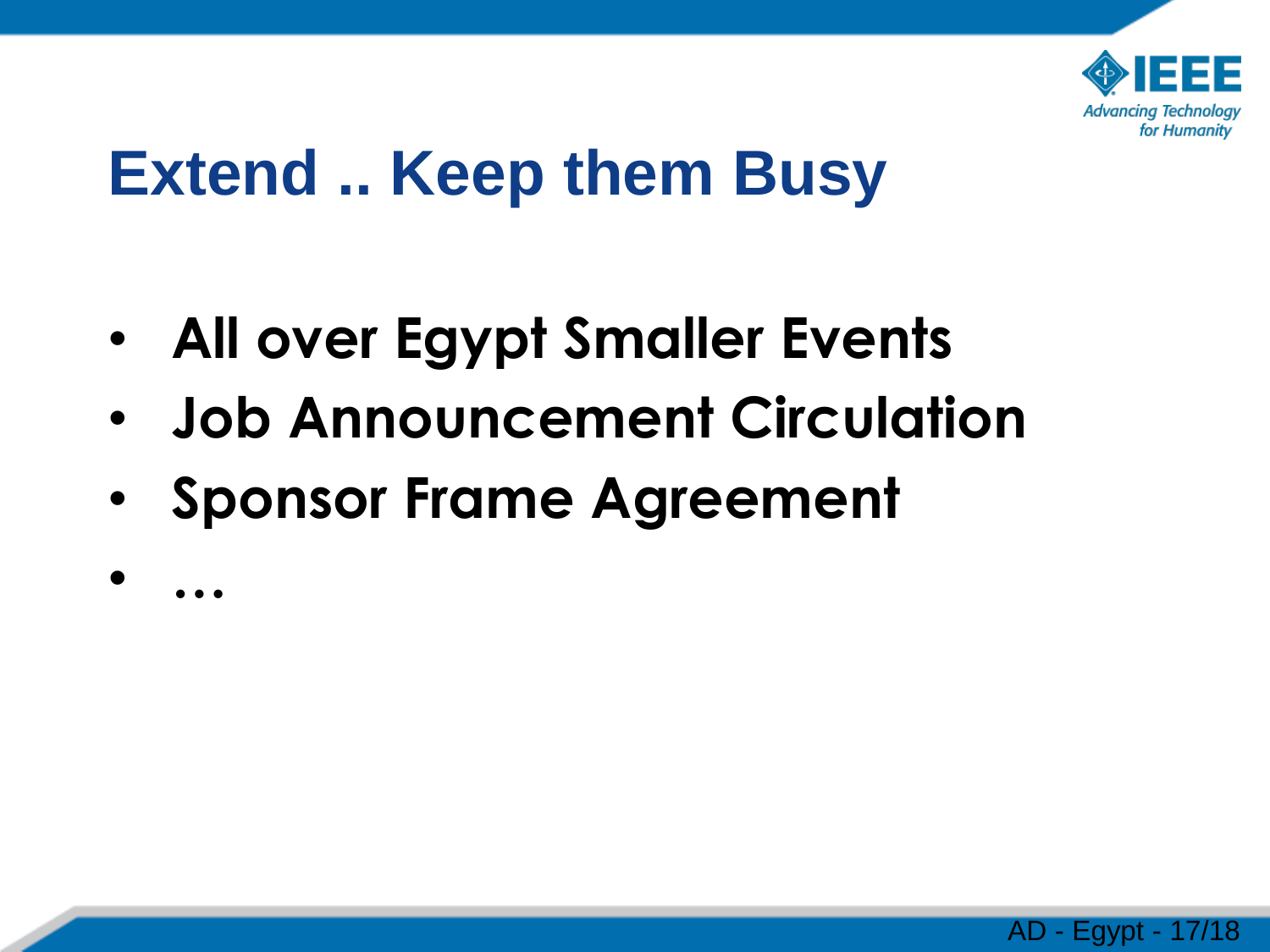# Extend .. Keep them Busy

- **All over Egypt Smaller Events**
- **Job Announcement Circulation**
- **Sponsor Frame Agreement**
- **…**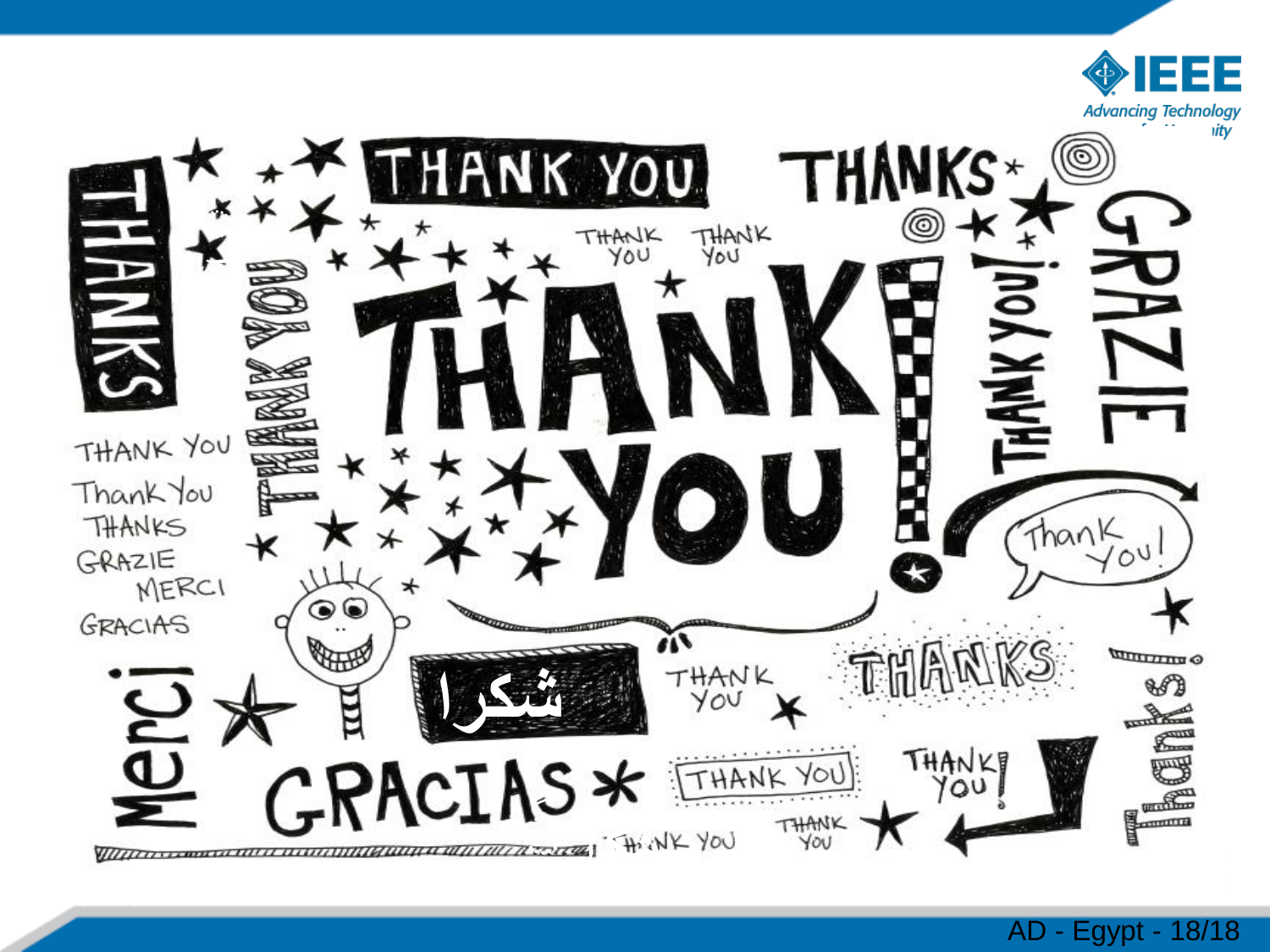THANKS

THANK YOU

THANKS

THANK YOU

THANK YOU

THANK YOU

THANK YOU!

THANK YOU!

GRAZIE

THANK YOU

Thank You

THANKS

GRAZIE

MERCI

GRACIAS

Thank You!

شكرا

THANK YOU

THANKS

Merci

GRACIAS

THANK YOU

THANK YOU!

Thanks!

THANK YOU

THANK YOU